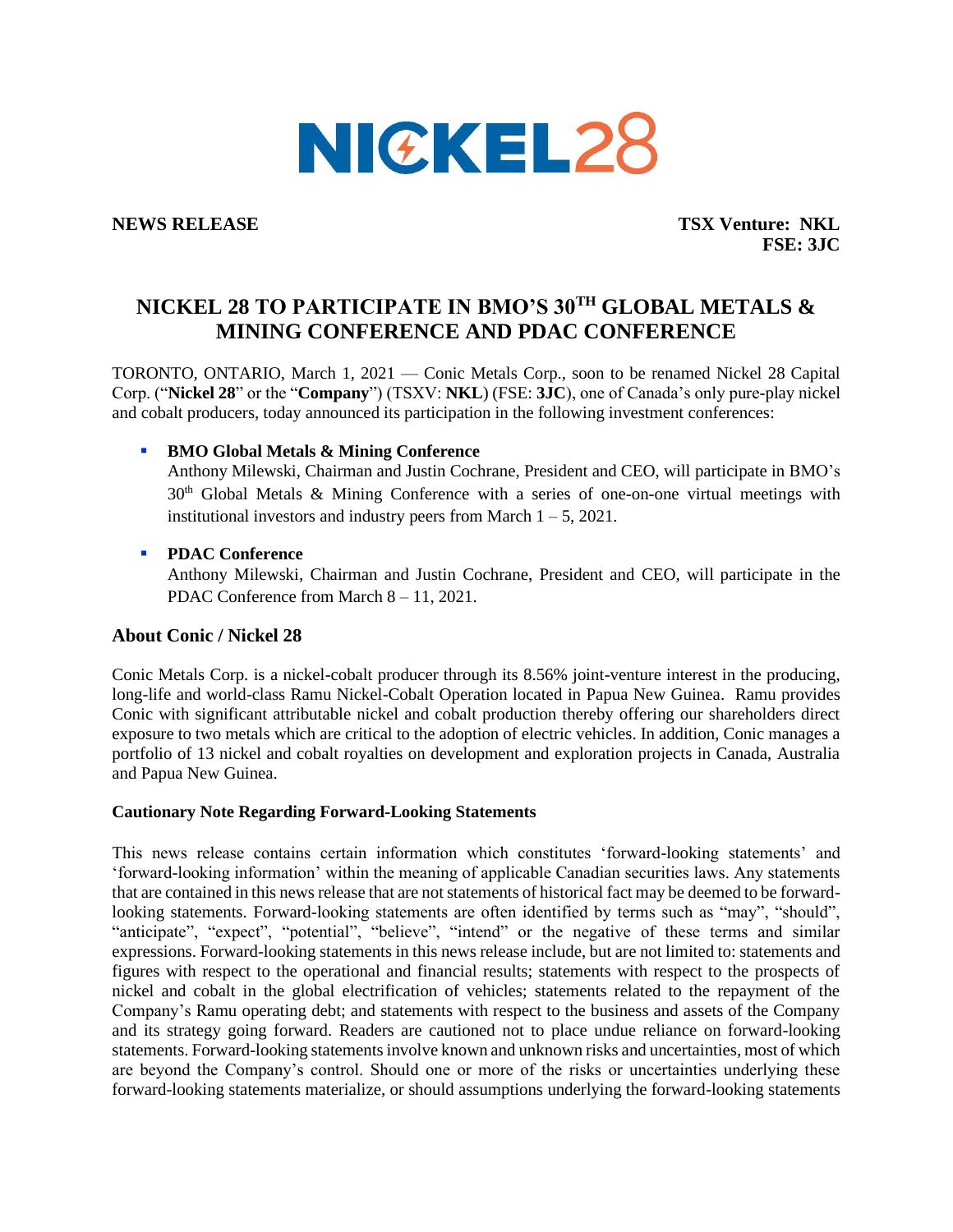NICKEL28

**NEWS RELEASE** **TSX Venture: NKL**
**FSE: 3JC**

# NICKEL 28 TO PARTICIPATE IN BMO'S 30TH GLOBAL METALS & MINING CONFERENCE AND PDAC CONFERENCE

TORONTO, ONTARIO, March 1, 2021 — Conic Metals Corp., soon to be renamed Nickel 28 Capital Corp. ("**Nickel 28**" or the "**Company**") (TSXV: **NKL**) (FSE: **3JC**), one of Canada's only pure-play nickel and cobalt producers, today announced its participation in the following investment conferences:

- **BMO Global Metals & Mining Conference**
  Anthony Milewski, Chairman and Justin Cochrane, President and CEO, will participate in BMO's 30th Global Metals & Mining Conference with a series of one-on-one virtual meetings with institutional investors and industry peers from March 1 – 5, 2021.

- **PDAC Conference**
  Anthony Milewski, Chairman and Justin Cochrane, President and CEO, will participate in the PDAC Conference from March 8 – 11, 2021.

## About Conic / Nickel 28

Conic Metals Corp. is a nickel-cobalt producer through its 8.56% joint-venture interest in the producing, long-life and world-class Ramu Nickel-Cobalt Operation located in Papua New Guinea. Ramu provides Conic with significant attributable nickel and cobalt production thereby offering our shareholders direct exposure to two metals which are critical to the adoption of electric vehicles. In addition, Conic manages a portfolio of 13 nickel and cobalt royalties on development and exploration projects in Canada, Australia and Papua New Guinea.

### Cautionary Note Regarding Forward-Looking Statements

This news release contains certain information which constitutes 'forward-looking statements' and 'forward-looking information' within the meaning of applicable Canadian securities laws. Any statements that are contained in this news release that are not statements of historical fact may be deemed to be forward-looking statements. Forward-looking statements are often identified by terms such as "may", "should", "anticipate", "expect", "potential", "believe", "intend" or the negative of these terms and similar expressions. Forward-looking statements in this news release include, but are not limited to: statements and figures with respect to the operational and financial results; statements with respect to the prospects of nickel and cobalt in the global electrification of vehicles; statements related to the repayment of the Company's Ramu operating debt; and statements with respect to the business and assets of the Company and its strategy going forward. Readers are cautioned not to place undue reliance on forward-looking statements. Forward-looking statements involve known and unknown risks and uncertainties, most of which are beyond the Company's control. Should one or more of the risks or uncertainties underlying these forward-looking statements materialize, or should assumptions underlying the forward-looking statements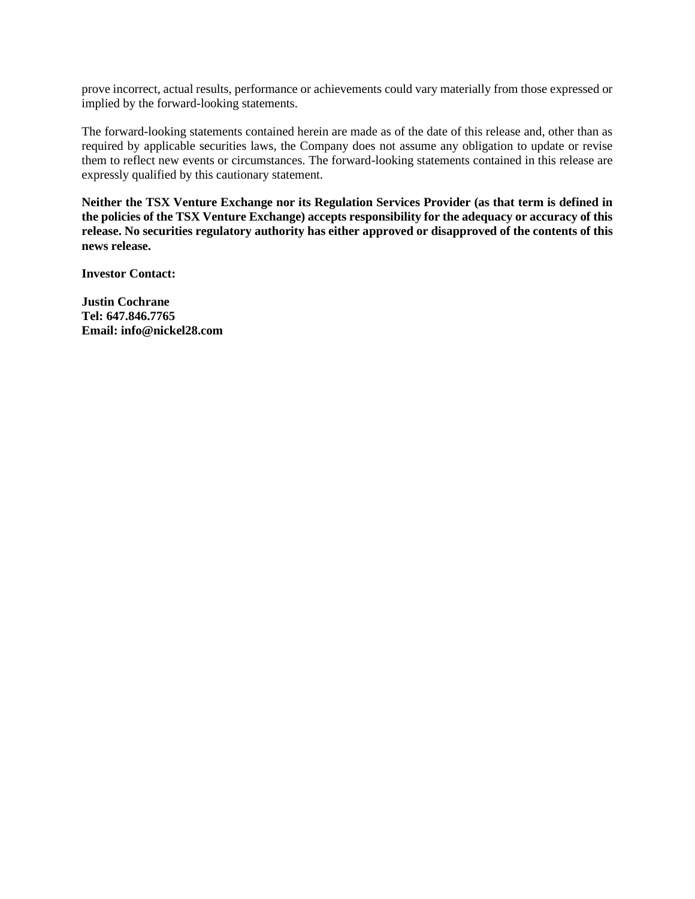prove incorrect, actual results, performance or achievements could vary materially from those expressed or implied by the forward-looking statements.

The forward-looking statements contained herein are made as of the date of this release and, other than as required by applicable securities laws, the Company does not assume any obligation to update or revise them to reflect new events or circumstances. The forward-looking statements contained in this release are expressly qualified by this cautionary statement.

**Neither the TSX Venture Exchange nor its Regulation Services Provider (as that term is defined in the policies of the TSX Venture Exchange) accepts responsibility for the adequacy or accuracy of this release. No securities regulatory authority has either approved or disapproved of the contents of this news release.**

**Investor Contact:**

**Justin Cochrane**
**Tel: 647.846.7765**
**Email: info@nickel28.com**